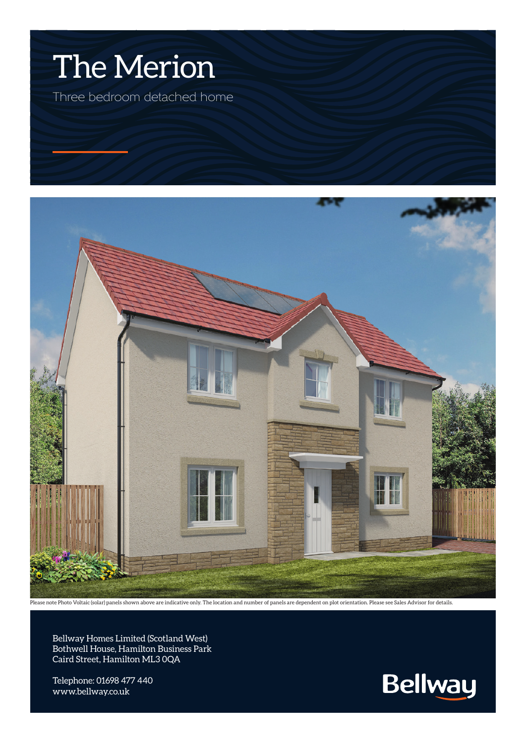# The Merion

Three bedroom detached home

Please note Photo Voltaic (solar) panels shown above are indicative only. The location and number of panels are dependent on plot orientation. Please see Sales Advisor for details.

Bellway Homes Limited (Scotland West)
Bothwell House, Hamilton Business Park
Caird Street, Hamilton ML3 0QA

Telephone: 01698 477 440
www.bellway.co.uk

Bellway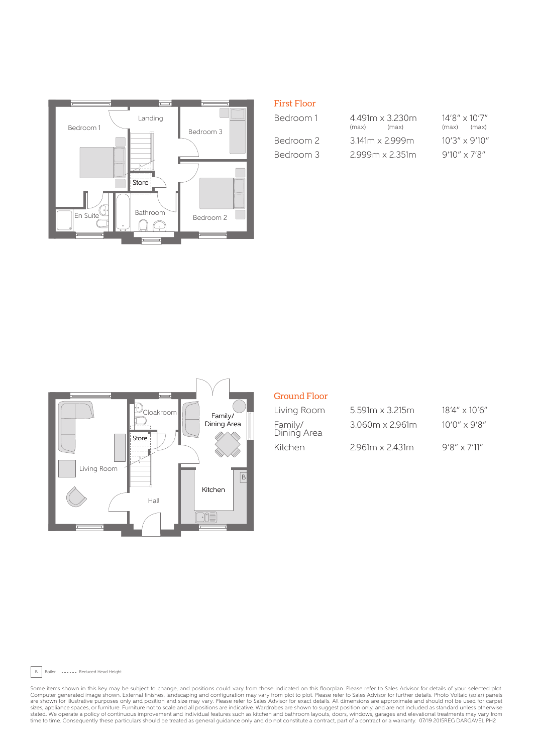## First Floor

| | | |
|---|---|---|
| Bedroom 1 | 4.491m x 3.230m (max) (max) | 14'8" x 10'7" (max) (max) |
| Bedroom 2 | 3.141m x 2.999m | 10'3" x 9'10" |
| Bedroom 3 | 2.999m x 2.351m | 9'10" x 7'8" |

## Ground Floor

| | | |
|---|---|---|
| Living Room | 5.591m x 3.215m | 18'4" x 10'6" |
| Family/ Dining Area | 3.060m x 2.961m | 10'0" x 9'8" |
| Kitchen | 2.961m x 2.431m | 9'8" x 7'11" |

B Boiler ------ Reduced Head Height

Some items shown in this key may be subject to change, and positions could vary from those indicated on this floorplan. Please refer to Sales Advisor for details of your selected plot. Computer generated image shown. External finishes, landscaping and configuration may vary from plot to plot. Please refer to Sales Advisor for further details. Photo Voltaic (solar) panels are shown for illustrative purposes only and position and size may vary. Please refer to Sales Advisor for exact details. All dimensions are approximate and should not be used for carpet sizes, appliance spaces, or furniture. Furniture not to scale and all positions are indicative. Wardrobes are shown to suggest position only, and are not included as standard unless otherwise stated. We operate a policy of continuous improvement and individual features such as kitchen and bathroom layouts, doors, windows, garages and elevational treatments may vary from time to time. Consequently these particulars should be treated as general guidance only and do not constitute a contract, part of a contract or a warranty. 07/19 2015REG DARGAVEL PH2